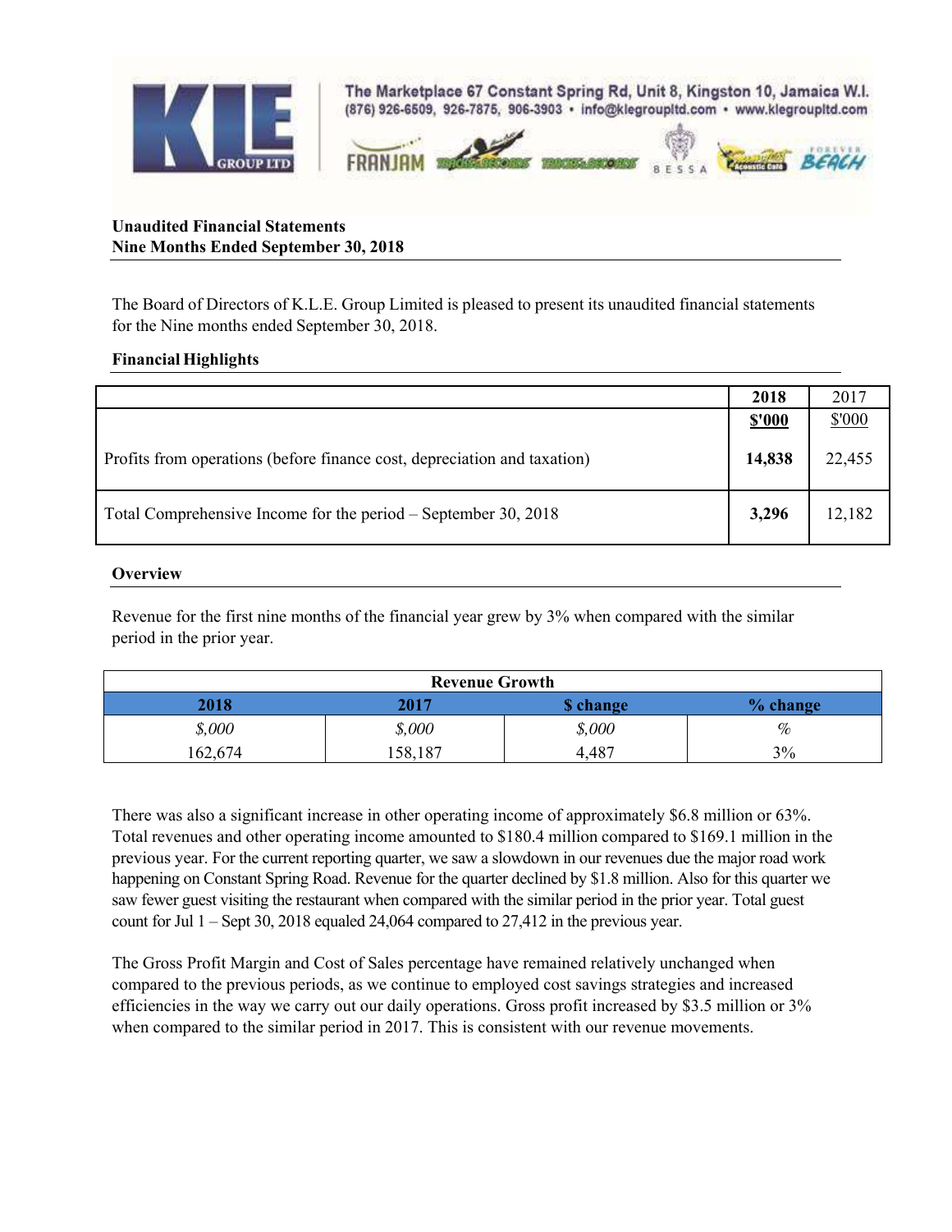The Marketplace 67 Constant Spring Rd, Unit 8, Kingston 10, Jamaica W.I.
(876) 926-6509, 926-7875, 906-3903 • info@klegroupltd.com • www.klegroupltd.com

**Unaudited Financial Statements**
**Nine Months Ended September 30, 2018**

The Board of Directors of K.L.E. Group Limited is pleased to present its unaudited financial statements for the Nine months ended September 30, 2018.

**Financial Highlights**

| | **2018** | 2017 |
|---|---|---|
| | **$'000** | $'000 |
| Profits from operations (before finance cost, depreciation and taxation) | **14,838** | 22,455 |
| Total Comprehensive Income for the period – September 30, 2018 | **3,296** | 12,182 |

**Overview**

Revenue for the first nine months of the financial year grew by 3% when compared with the similar period in the prior year.

| **Revenue Growth** | | | |
|---|---|---|---|
| **2018** | **2017** | **$ change** | **% change** |
| *$,000* | *$,000* | *$,000* | *%* |
| 162,674 | 158,187 | 4,487 | 3% |

There was also a significant increase in other operating income of approximately $6.8 million or 63%. Total revenues and other operating income amounted to $180.4 million compared to $169.1 million in the previous year. For the current reporting quarter, we saw a slowdown in our revenues due the major road work happening on Constant Spring Road. Revenue for the quarter declined by $1.8 million. Also for this quarter we saw fewer guest visiting the restaurant when compared with the similar period in the prior year. Total guest count for Jul 1 – Sept 30, 2018 equaled 24,064 compared to 27,412 in the previous year.

The Gross Profit Margin and Cost of Sales percentage have remained relatively unchanged when compared to the previous periods, as we continue to employed cost savings strategies and increased efficiencies in the way we carry out our daily operations. Gross profit increased by $3.5 million or 3% when compared to the similar period in 2017. This is consistent with our revenue movements.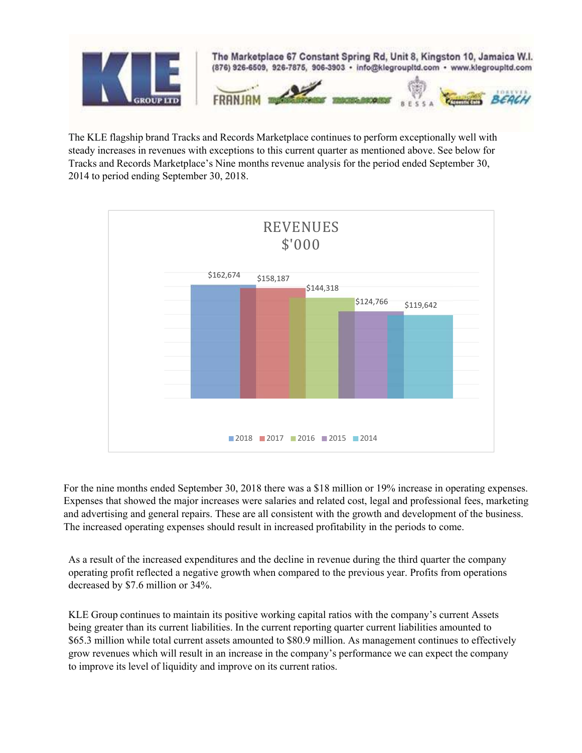The KLE flagship brand Tracks and Records Marketplace continues to perform exceptionally well with steady increases in revenues with exceptions to this current quarter as mentioned above. See below for Tracks and Records Marketplace's Nine months revenue analysis for the period ended September 30, 2014 to period ending September 30, 2018.

**REVENUES $'000**

| Year | Revenue |
|---|---|
| 2018 | $162,674 |
| 2017 | $158,187 |
| 2016 | $144,318 |
| 2015 | $124,766 |
| 2014 | $119,642 |

For the nine months ended September 30, 2018 there was a $18 million or 19% increase in operating expenses. Expenses that showed the major increases were salaries and related cost, legal and professional fees, marketing and advertising and general repairs. These are all consistent with the growth and development of the business. The increased operating expenses should result in increased profitability in the periods to come.

As a result of the increased expenditures and the decline in revenue during the third quarter the company operating profit reflected a negative growth when compared to the previous year. Profits from operations decreased by $7.6 million or 34%.

KLE Group continues to maintain its positive working capital ratios with the company's current Assets being greater than its current liabilities. In the current reporting quarter current liabilities amounted to $65.3 million while total current assets amounted to $80.9 million. As management continues to effectively grow revenues which will result in an increase in the company's performance we can expect the company to improve its level of liquidity and improve on its current ratios.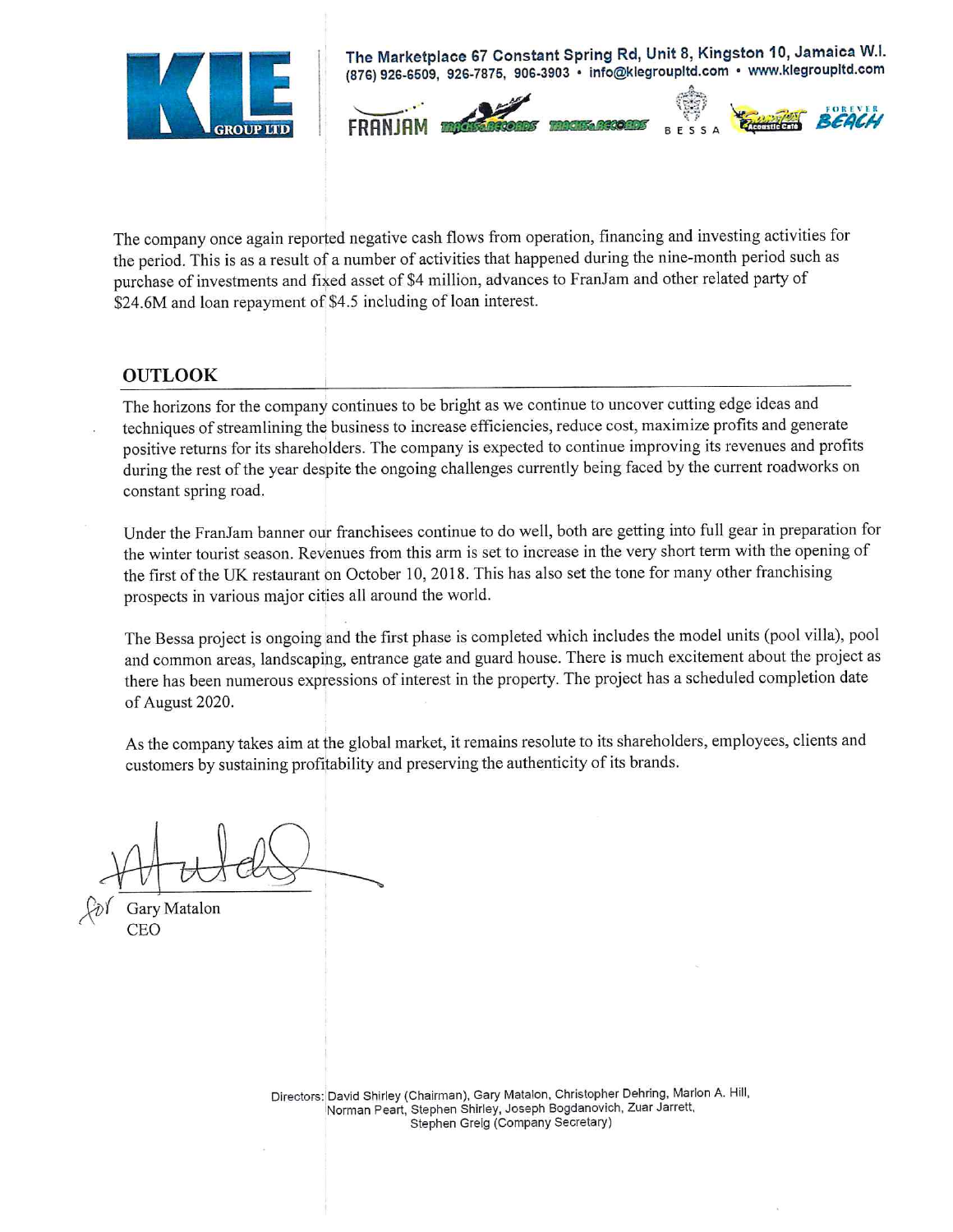The company once again reported negative cash flows from operation, financing and investing activities for the period. This is as a result of a number of activities that happened during the nine-month period such as purchase of investments and fixed asset of $4 million, advances to FranJam and other related party of $24.6M and loan repayment of $4.5 including of loan interest.

## OUTLOOK

The horizons for the company continues to be bright as we continue to uncover cutting edge ideas and techniques of streamlining the business to increase efficiencies, reduce cost, maximize profits and generate positive returns for its shareholders. The company is expected to continue improving its revenues and profits during the rest of the year despite the ongoing challenges currently being faced by the current roadworks on constant spring road.

Under the FranJam banner our franchisees continue to do well, both are getting into full gear in preparation for the winter tourist season. Revenues from this arm is set to increase in the very short term with the opening of the first of the UK restaurant on October 10, 2018. This has also set the tone for many other franchising prospects in various major cities all around the world.

The Bessa project is ongoing and the first phase is completed which includes the model units (pool villa), pool and common areas, landscaping, entrance gate and guard house. There is much excitement about the project as there has been numerous expressions of interest in the property. The project has a scheduled completion date of August 2020.

As the company takes aim at the global market, it remains resolute to its shareholders, employees, clients and customers by sustaining profitability and preserving the authenticity of its brands.

for Gary Matalon
CEO